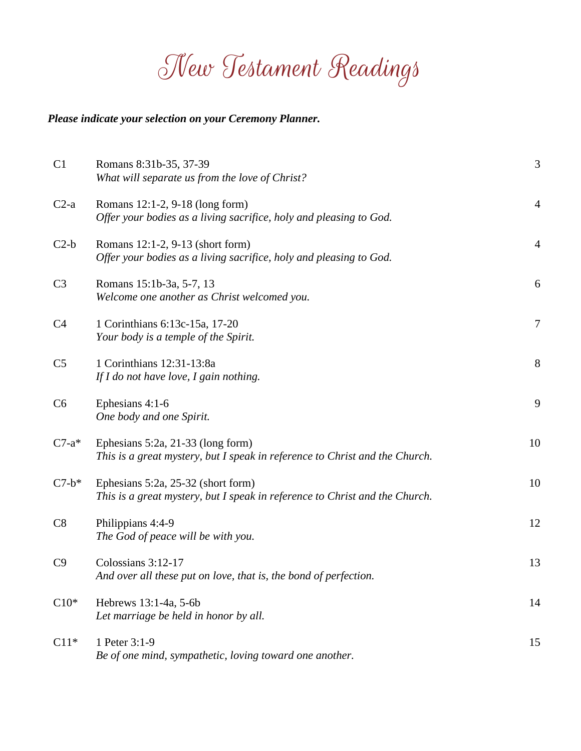# New Testament Readings

***Please indicate your selection on your Ceremony Planner.***

| | | |
|---|---|---|
| C1 | Romans 8:31b-35, 37-39<br>*What will separate us from the love of Christ?* | 3 |
| C2-a | Romans 12:1-2, 9-18 (long form)<br>*Offer your bodies as a living sacrifice, holy and pleasing to God.* | 4 |
| C2-b | Romans 12:1-2, 9-13 (short form)<br>*Offer your bodies as a living sacrifice, holy and pleasing to God.* | 4 |
| C3 | Romans 15:1b-3a, 5-7, 13<br>*Welcome one another as Christ welcomed you.* | 6 |
| C4 | 1 Corinthians 6:13c-15a, 17-20<br>*Your body is a temple of the Spirit.* | 7 |
| C5 | 1 Corinthians 12:31-13:8a<br>*If I do not have love, I gain nothing.* | 8 |
| C6 | Ephesians 4:1-6<br>*One body and one Spirit.* | 9 |
| C7-a* | Ephesians 5:2a, 21-33 (long form)<br>*This is a great mystery, but I speak in reference to Christ and the Church.* | 10 |
| C7-b* | Ephesians 5:2a, 25-32 (short form)<br>*This is a great mystery, but I speak in reference to Christ and the Church.* | 10 |
| C8 | Philippians 4:4-9<br>*The God of peace will be with you.* | 12 |
| C9 | Colossians 3:12-17<br>*And over all these put on love, that is, the bond of perfection.* | 13 |
| C10* | Hebrews 13:1-4a, 5-6b<br>*Let marriage be held in honor by all.* | 14 |
| C11* | 1 Peter 3:1-9<br>*Be of one mind, sympathetic, loving toward one another.* | 15 |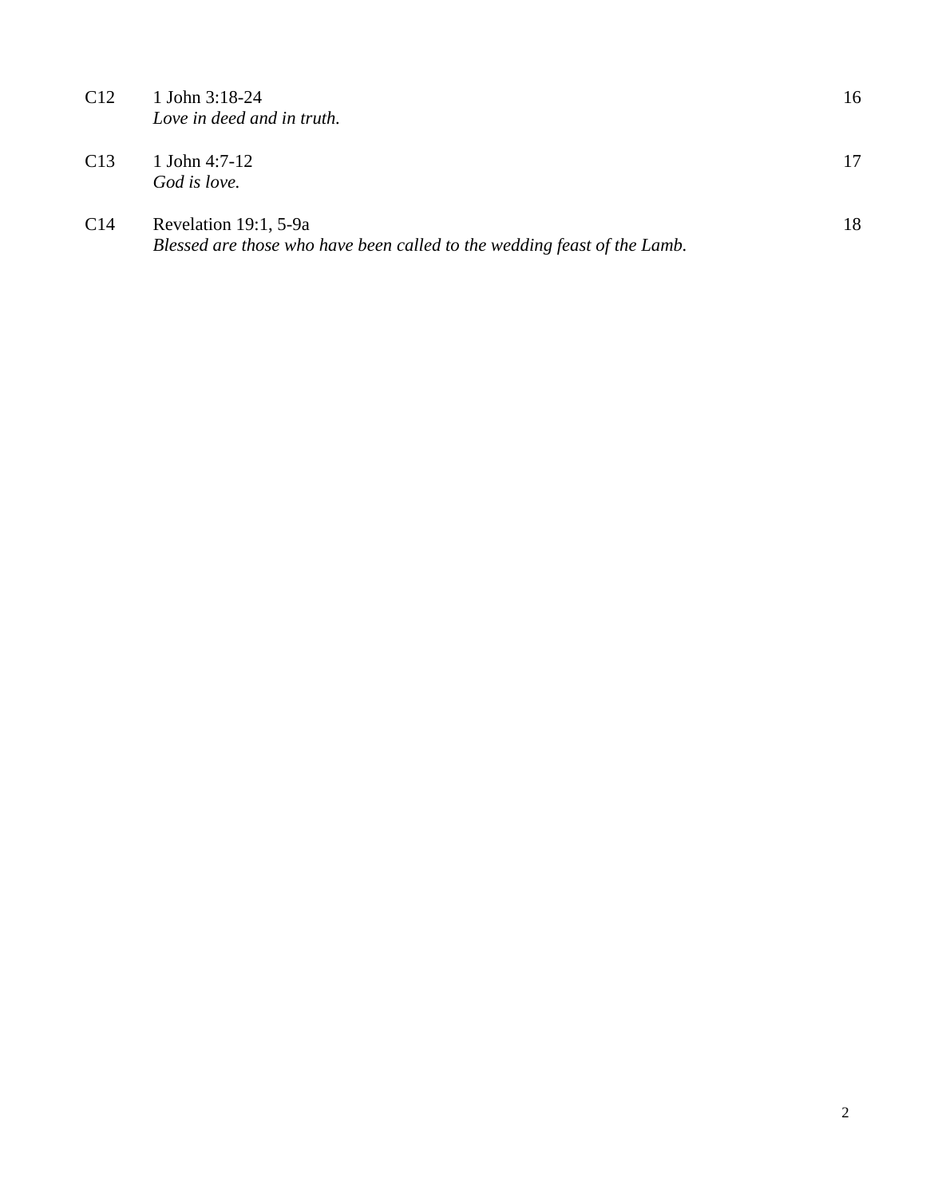| | | |
|---|---|---|
| C12 | 1 John 3:18-24<br>*Love in deed and in truth.* | 16 |
| C13 | 1 John 4:7-12<br>*God is love.* | 17 |
| C14 | Revelation 19:1, 5-9a<br>*Blessed are those who have been called to the wedding feast of the Lamb.* | 18 |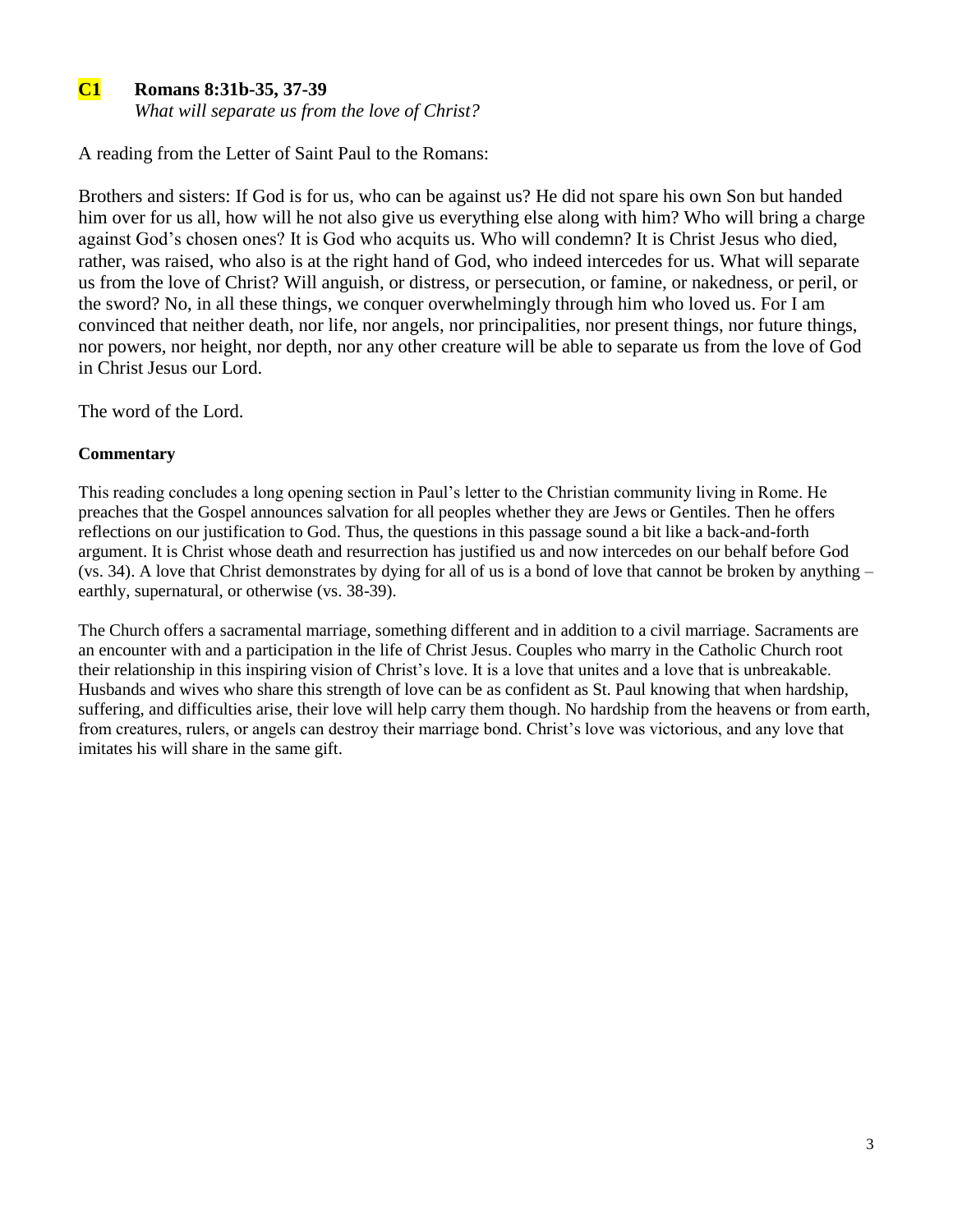**C1 Romans 8:31b-35, 37-39**

*What will separate us from the love of Christ?*

A reading from the Letter of Saint Paul to the Romans:

Brothers and sisters: If God is for us, who can be against us? He did not spare his own Son but handed him over for us all, how will he not also give us everything else along with him? Who will bring a charge against God's chosen ones? It is God who acquits us. Who will condemn? It is Christ Jesus who died, rather, was raised, who also is at the right hand of God, who indeed intercedes for us. What will separate us from the love of Christ? Will anguish, or distress, or persecution, or famine, or nakedness, or peril, or the sword? No, in all these things, we conquer overwhelmingly through him who loved us. For I am convinced that neither death, nor life, nor angels, nor principalities, nor present things, nor future things, nor powers, nor height, nor depth, nor any other creature will be able to separate us from the love of God in Christ Jesus our Lord.

The word of the Lord.

**Commentary**

This reading concludes a long opening section in Paul's letter to the Christian community living in Rome. He preaches that the Gospel announces salvation for all peoples whether they are Jews or Gentiles. Then he offers reflections on our justification to God. Thus, the questions in this passage sound a bit like a back-and-forth argument. It is Christ whose death and resurrection has justified us and now intercedes on our behalf before God (vs. 34). A love that Christ demonstrates by dying for all of us is a bond of love that cannot be broken by anything – earthly, supernatural, or otherwise (vs. 38-39).

The Church offers a sacramental marriage, something different and in addition to a civil marriage. Sacraments are an encounter with and a participation in the life of Christ Jesus. Couples who marry in the Catholic Church root their relationship in this inspiring vision of Christ's love. It is a love that unites and a love that is unbreakable. Husbands and wives who share this strength of love can be as confident as St. Paul knowing that when hardship, suffering, and difficulties arise, their love will help carry them though. No hardship from the heavens or from earth, from creatures, rulers, or angels can destroy their marriage bond. Christ's love was victorious, and any love that imitates his will share in the same gift.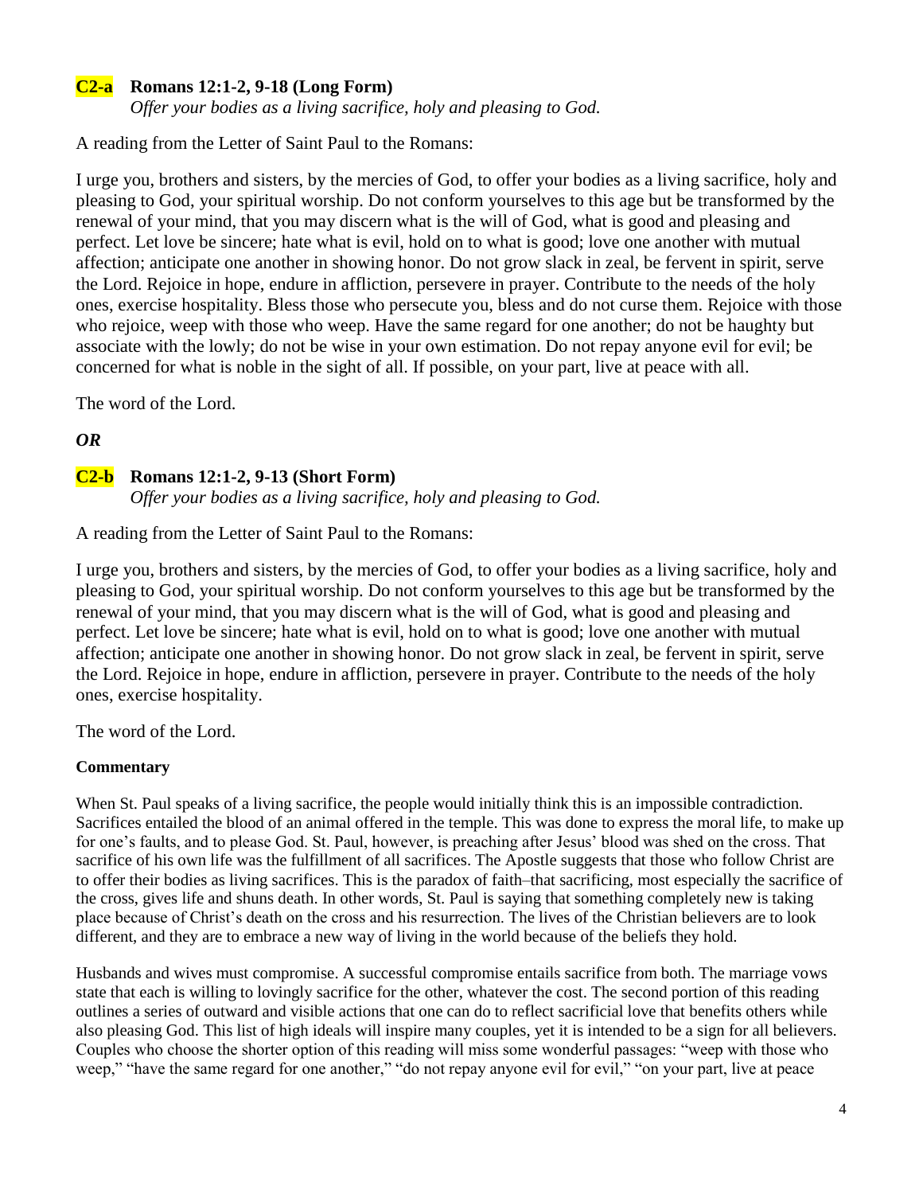### C2-a Romans 12:1-2, 9-18 (Long Form)

*Offer your bodies as a living sacrifice, holy and pleasing to God.*

A reading from the Letter of Saint Paul to the Romans:

I urge you, brothers and sisters, by the mercies of God, to offer your bodies as a living sacrifice, holy and pleasing to God, your spiritual worship. Do not conform yourselves to this age but be transformed by the renewal of your mind, that you may discern what is the will of God, what is good and pleasing and perfect. Let love be sincere; hate what is evil, hold on to what is good; love one another with mutual affection; anticipate one another in showing honor. Do not grow slack in zeal, be fervent in spirit, serve the Lord. Rejoice in hope, endure in affliction, persevere in prayer. Contribute to the needs of the holy ones, exercise hospitality. Bless those who persecute you, bless and do not curse them. Rejoice with those who rejoice, weep with those who weep. Have the same regard for one another; do not be haughty but associate with the lowly; do not be wise in your own estimation. Do not repay anyone evil for evil; be concerned for what is noble in the sight of all. If possible, on your part, live at peace with all.

The word of the Lord.

***OR***

### C2-b Romans 12:1-2, 9-13 (Short Form)

*Offer your bodies as a living sacrifice, holy and pleasing to God.*

A reading from the Letter of Saint Paul to the Romans:

I urge you, brothers and sisters, by the mercies of God, to offer your bodies as a living sacrifice, holy and pleasing to God, your spiritual worship. Do not conform yourselves to this age but be transformed by the renewal of your mind, that you may discern what is the will of God, what is good and pleasing and perfect. Let love be sincere; hate what is evil, hold on to what is good; love one another with mutual affection; anticipate one another in showing honor. Do not grow slack in zeal, be fervent in spirit, serve the Lord. Rejoice in hope, endure in affliction, persevere in prayer. Contribute to the needs of the holy ones, exercise hospitality.

The word of the Lord.

**Commentary**

When St. Paul speaks of a living sacrifice, the people would initially think this is an impossible contradiction. Sacrifices entailed the blood of an animal offered in the temple. This was done to express the moral life, to make up for one's faults, and to please God. St. Paul, however, is preaching after Jesus' blood was shed on the cross. That sacrifice of his own life was the fulfillment of all sacrifices. The Apostle suggests that those who follow Christ are to offer their bodies as living sacrifices. This is the paradox of faith–that sacrificing, most especially the sacrifice of the cross, gives life and shuns death. In other words, St. Paul is saying that something completely new is taking place because of Christ's death on the cross and his resurrection. The lives of the Christian believers are to look different, and they are to embrace a new way of living in the world because of the beliefs they hold.

Husbands and wives must compromise. A successful compromise entails sacrifice from both. The marriage vows state that each is willing to lovingly sacrifice for the other, whatever the cost. The second portion of this reading outlines a series of outward and visible actions that one can do to reflect sacrificial love that benefits others while also pleasing God. This list of high ideals will inspire many couples, yet it is intended to be a sign for all believers. Couples who choose the shorter option of this reading will miss some wonderful passages: "weep with those who weep," "have the same regard for one another," "do not repay anyone evil for evil," "on your part, live at peace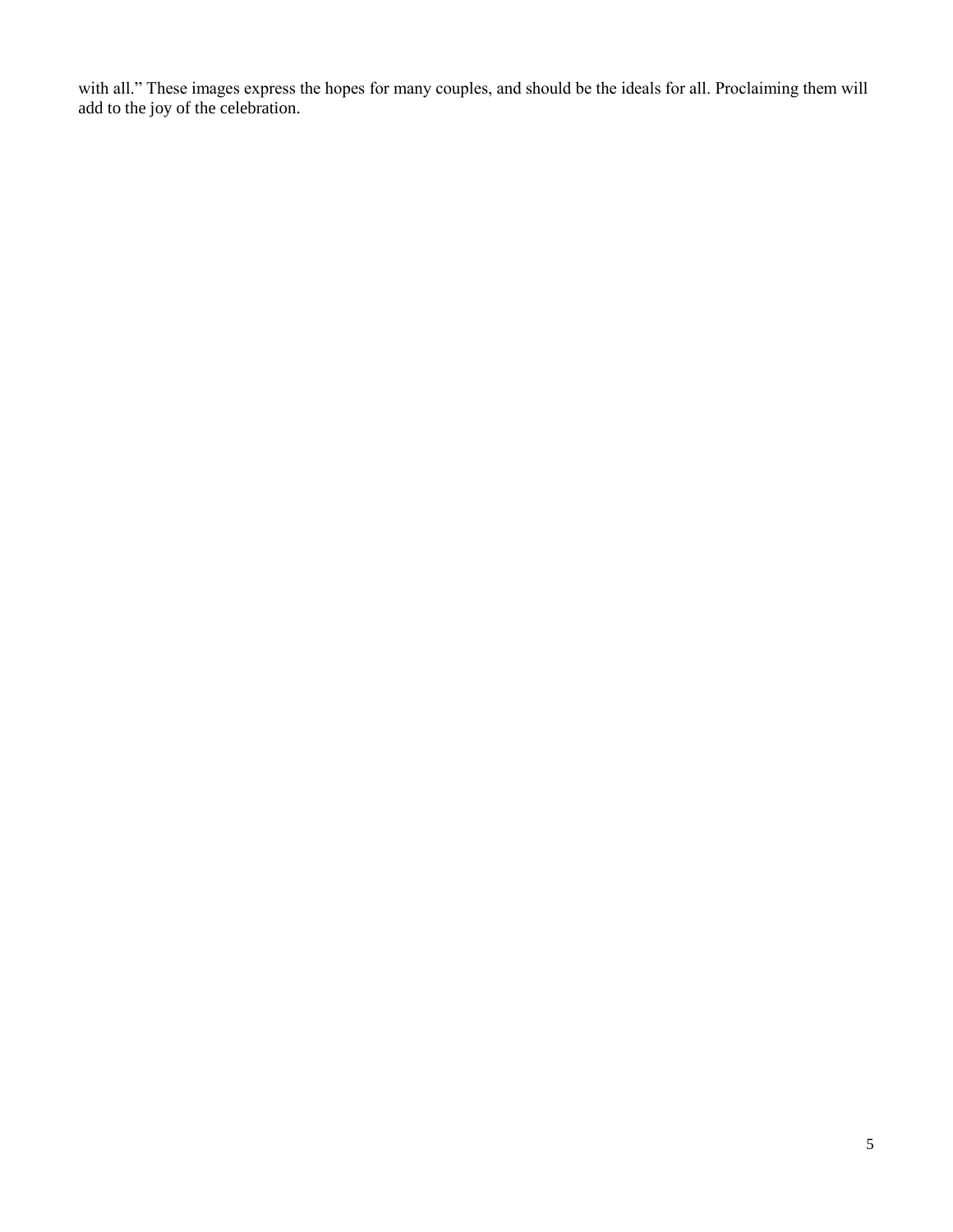with all." These images express the hopes for many couples, and should be the ideals for all. Proclaiming them will add to the joy of the celebration.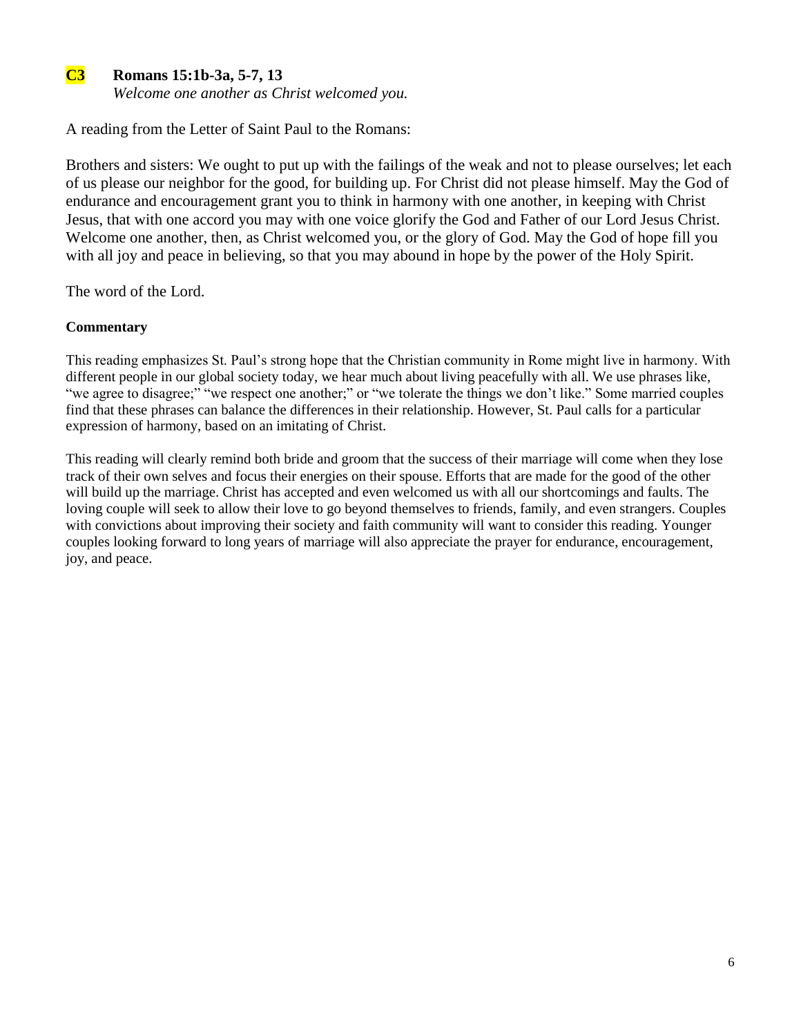### C3 Romans 15:1b-3a, 5-7, 13

*Welcome one another as Christ welcomed you.*

A reading from the Letter of Saint Paul to the Romans:

Brothers and sisters: We ought to put up with the failings of the weak and not to please ourselves; let each of us please our neighbor for the good, for building up. For Christ did not please himself. May the God of endurance and encouragement grant you to think in harmony with one another, in keeping with Christ Jesus, that with one accord you may with one voice glorify the God and Father of our Lord Jesus Christ. Welcome one another, then, as Christ welcomed you, or the glory of God. May the God of hope fill you with all joy and peace in believing, so that you may abound in hope by the power of the Holy Spirit.

The word of the Lord.

**Commentary**

This reading emphasizes St. Paul's strong hope that the Christian community in Rome might live in harmony. With different people in our global society today, we hear much about living peacefully with all. We use phrases like, "we agree to disagree;" "we respect one another;" or "we tolerate the things we don't like." Some married couples find that these phrases can balance the differences in their relationship. However, St. Paul calls for a particular expression of harmony, based on an imitating of Christ.

This reading will clearly remind both bride and groom that the success of their marriage will come when they lose track of their own selves and focus their energies on their spouse. Efforts that are made for the good of the other will build up the marriage. Christ has accepted and even welcomed us with all our shortcomings and faults. The loving couple will seek to allow their love to go beyond themselves to friends, family, and even strangers. Couples with convictions about improving their society and faith community will want to consider this reading. Younger couples looking forward to long years of marriage will also appreciate the prayer for endurance, encouragement, joy, and peace.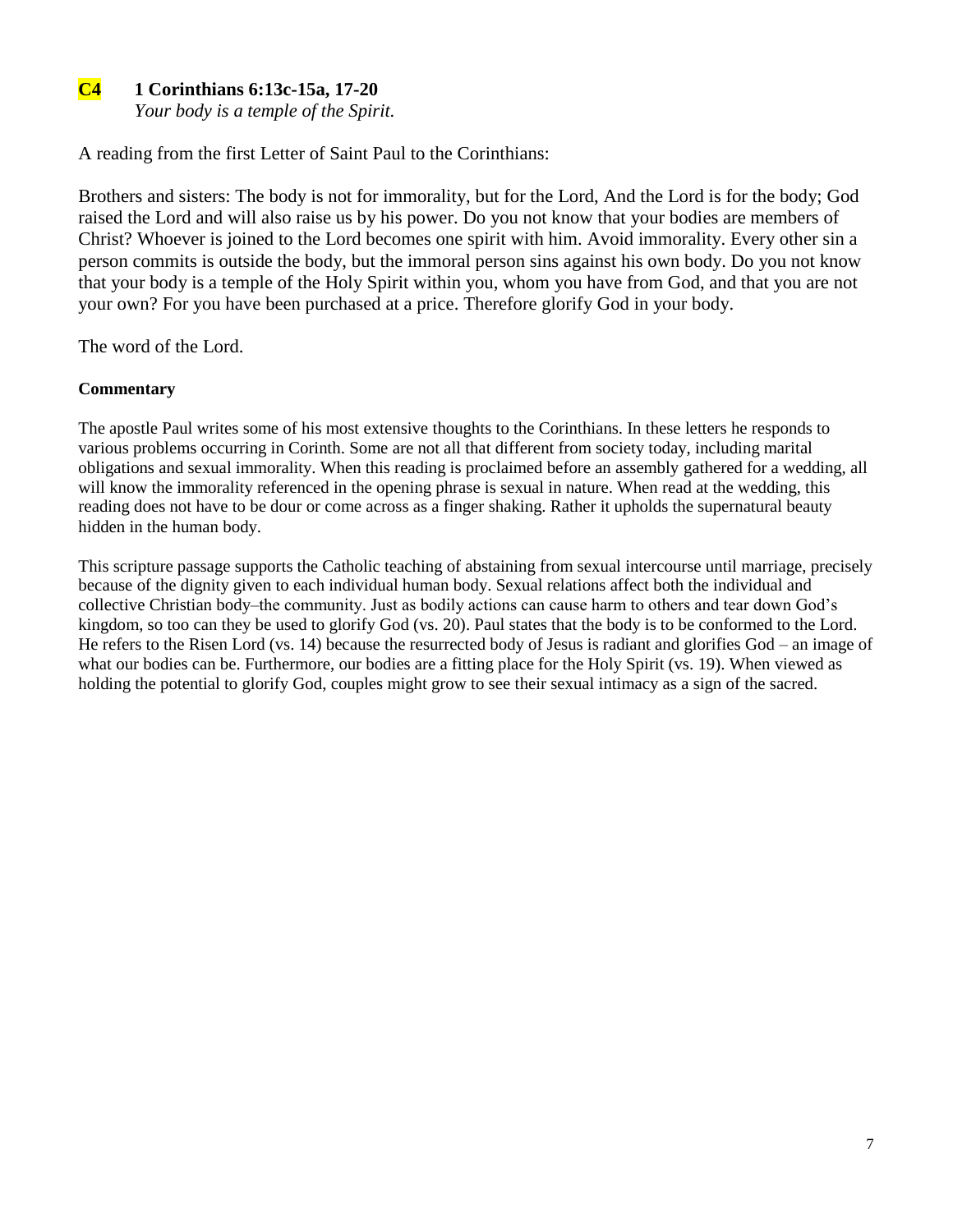## C4 1 Corinthians 6:13c-15a, 17-20

*Your body is a temple of the Spirit.*

A reading from the first Letter of Saint Paul to the Corinthians:

Brothers and sisters: The body is not for immorality, but for the Lord, And the Lord is for the body; God raised the Lord and will also raise us by his power. Do you not know that your bodies are members of Christ? Whoever is joined to the Lord becomes one spirit with him. Avoid immorality. Every other sin a person commits is outside the body, but the immoral person sins against his own body. Do you not know that your body is a temple of the Holy Spirit within you, whom you have from God, and that you are not your own? For you have been purchased at a price. Therefore glorify God in your body.

The word of the Lord.

**Commentary**

The apostle Paul writes some of his most extensive thoughts to the Corinthians. In these letters he responds to various problems occurring in Corinth. Some are not all that different from society today, including marital obligations and sexual immorality. When this reading is proclaimed before an assembly gathered for a wedding, all will know the immorality referenced in the opening phrase is sexual in nature. When read at the wedding, this reading does not have to be dour or come across as a finger shaking. Rather it upholds the supernatural beauty hidden in the human body.

This scripture passage supports the Catholic teaching of abstaining from sexual intercourse until marriage, precisely because of the dignity given to each individual human body. Sexual relations affect both the individual and collective Christian body–the community. Just as bodily actions can cause harm to others and tear down God's kingdom, so too can they be used to glorify God (vs. 20). Paul states that the body is to be conformed to the Lord. He refers to the Risen Lord (vs. 14) because the resurrected body of Jesus is radiant and glorifies God – an image of what our bodies can be. Furthermore, our bodies are a fitting place for the Holy Spirit (vs. 19). When viewed as holding the potential to glorify God, couples might grow to see their sexual intimacy as a sign of the sacred.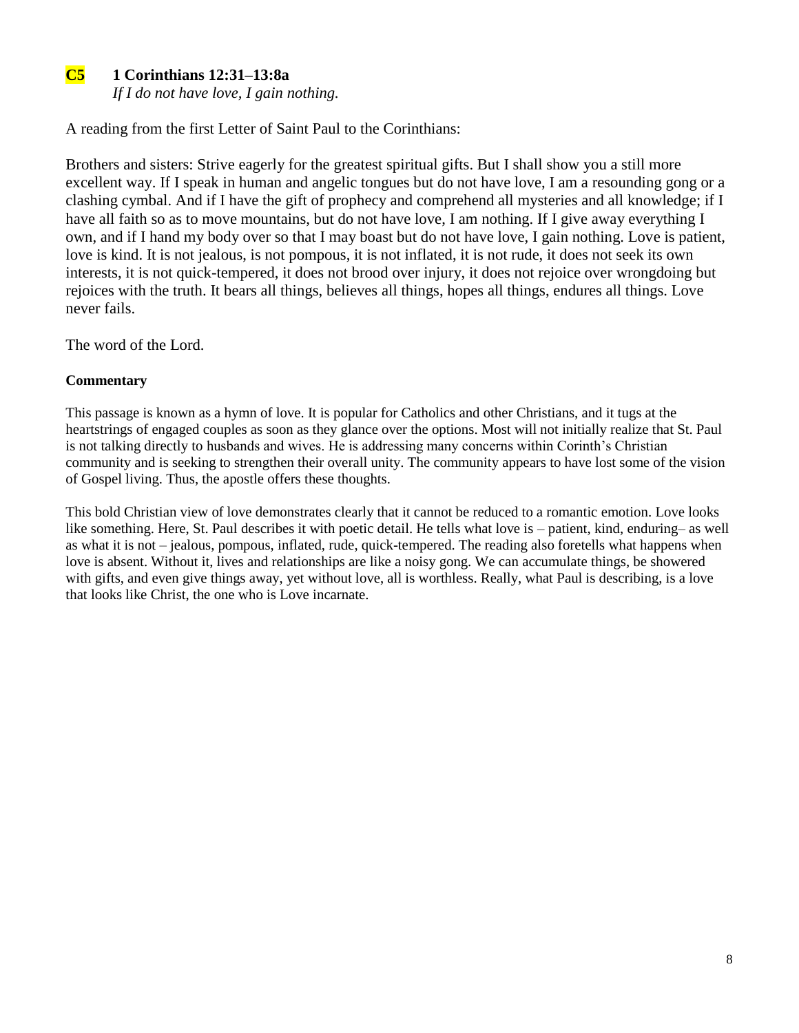### C5 1 Corinthians 12:31–13:8a

*If I do not have love, I gain nothing.*

A reading from the first Letter of Saint Paul to the Corinthians:

Brothers and sisters: Strive eagerly for the greatest spiritual gifts. But I shall show you a still more excellent way. If I speak in human and angelic tongues but do not have love, I am a resounding gong or a clashing cymbal. And if I have the gift of prophecy and comprehend all mysteries and all knowledge; if I have all faith so as to move mountains, but do not have love, I am nothing. If I give away everything I own, and if I hand my body over so that I may boast but do not have love, I gain nothing. Love is patient, love is kind. It is not jealous, is not pompous, it is not inflated, it is not rude, it does not seek its own interests, it is not quick-tempered, it does not brood over injury, it does not rejoice over wrongdoing but rejoices with the truth. It bears all things, believes all things, hopes all things, endures all things. Love never fails.

The word of the Lord.

**Commentary**

This passage is known as a hymn of love. It is popular for Catholics and other Christians, and it tugs at the heartstrings of engaged couples as soon as they glance over the options. Most will not initially realize that St. Paul is not talking directly to husbands and wives. He is addressing many concerns within Corinth's Christian community and is seeking to strengthen their overall unity. The community appears to have lost some of the vision of Gospel living. Thus, the apostle offers these thoughts.

This bold Christian view of love demonstrates clearly that it cannot be reduced to a romantic emotion. Love looks like something. Here, St. Paul describes it with poetic detail. He tells what love is – patient, kind, enduring– as well as what it is not – jealous, pompous, inflated, rude, quick-tempered. The reading also foretells what happens when love is absent. Without it, lives and relationships are like a noisy gong. We can accumulate things, be showered with gifts, and even give things away, yet without love, all is worthless. Really, what Paul is describing, is a love that looks like Christ, the one who is Love incarnate.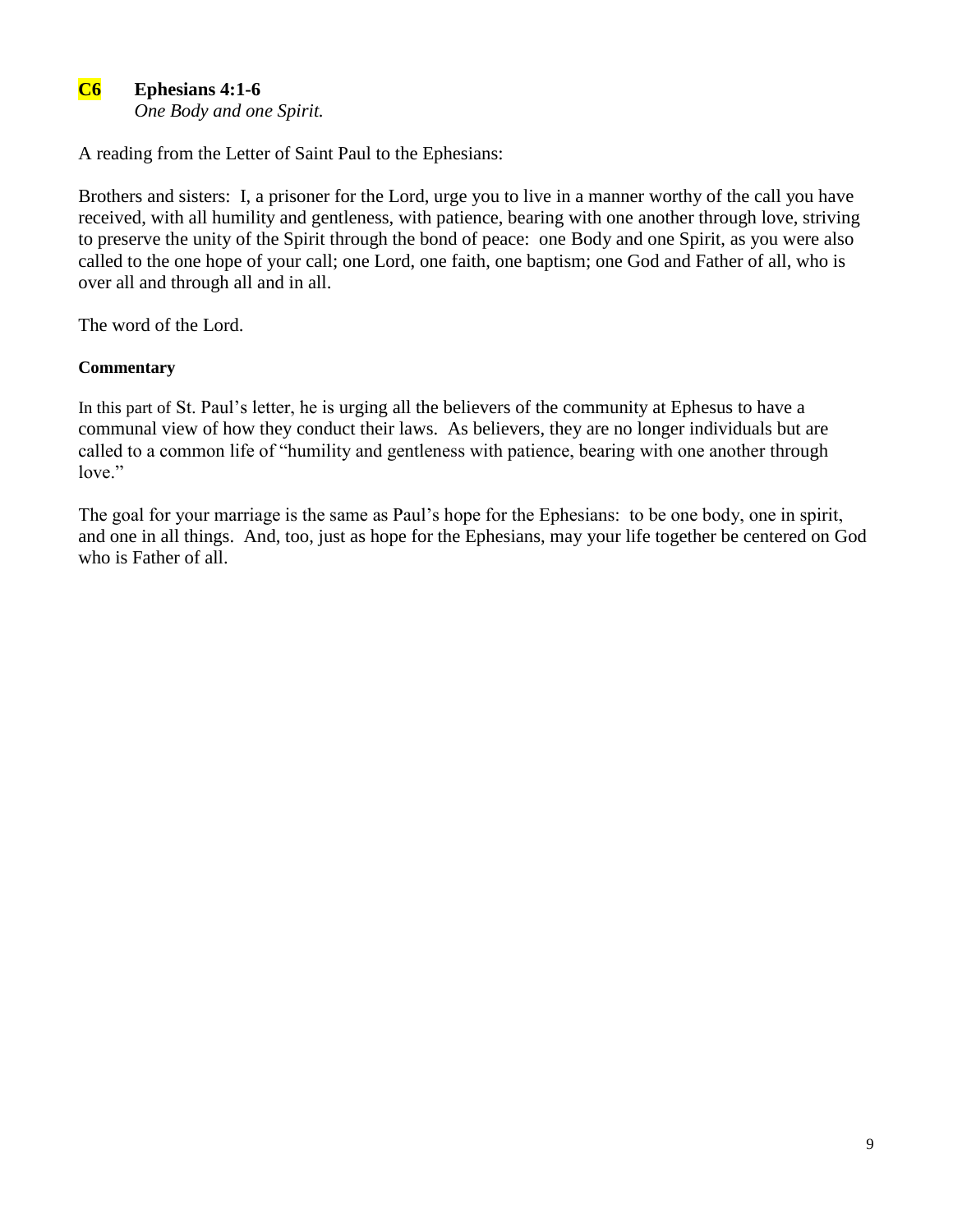**C6 Ephesians 4:1-6**

*One Body and one Spirit.*

A reading from the Letter of Saint Paul to the Ephesians:

Brothers and sisters: I, a prisoner for the Lord, urge you to live in a manner worthy of the call you have received, with all humility and gentleness, with patience, bearing with one another through love, striving to preserve the unity of the Spirit through the bond of peace: one Body and one Spirit, as you were also called to the one hope of your call; one Lord, one faith, one baptism; one God and Father of all, who is over all and through all and in all.

The word of the Lord.

**Commentary**

In this part of St. Paul's letter, he is urging all the believers of the community at Ephesus to have a communal view of how they conduct their laws. As believers, they are no longer individuals but are called to a common life of "humility and gentleness with patience, bearing with one another through love."

The goal for your marriage is the same as Paul's hope for the Ephesians: to be one body, one in spirit, and one in all things. And, too, just as hope for the Ephesians, may your life together be centered on God who is Father of all.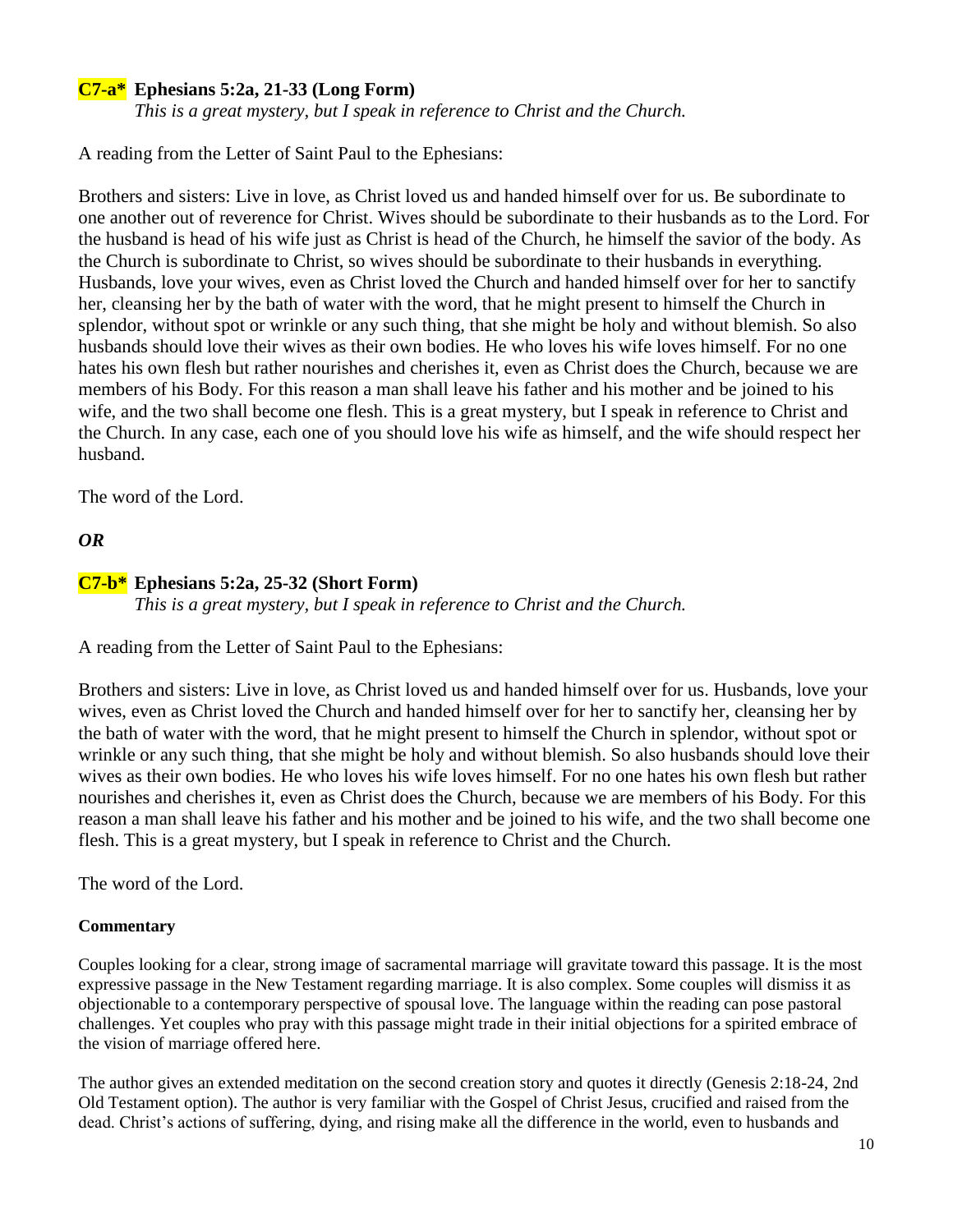**C7-a\* Ephesians 5:2a, 21-33 (Long Form)**

*This is a great mystery, but I speak in reference to Christ and the Church.*

A reading from the Letter of Saint Paul to the Ephesians:

Brothers and sisters: Live in love, as Christ loved us and handed himself over for us. Be subordinate to one another out of reverence for Christ. Wives should be subordinate to their husbands as to the Lord. For the husband is head of his wife just as Christ is head of the Church, he himself the savior of the body. As the Church is subordinate to Christ, so wives should be subordinate to their husbands in everything. Husbands, love your wives, even as Christ loved the Church and handed himself over for her to sanctify her, cleansing her by the bath of water with the word, that he might present to himself the Church in splendor, without spot or wrinkle or any such thing, that she might be holy and without blemish. So also husbands should love their wives as their own bodies. He who loves his wife loves himself. For no one hates his own flesh but rather nourishes and cherishes it, even as Christ does the Church, because we are members of his Body. For this reason a man shall leave his father and his mother and be joined to his wife, and the two shall become one flesh. This is a great mystery, but I speak in reference to Christ and the Church. In any case, each one of you should love his wife as himself, and the wife should respect her husband.

The word of the Lord.

***OR***

**C7-b\* Ephesians 5:2a, 25-32 (Short Form)**

*This is a great mystery, but I speak in reference to Christ and the Church.*

A reading from the Letter of Saint Paul to the Ephesians:

Brothers and sisters: Live in love, as Christ loved us and handed himself over for us. Husbands, love your wives, even as Christ loved the Church and handed himself over for her to sanctify her, cleansing her by the bath of water with the word, that he might present to himself the Church in splendor, without spot or wrinkle or any such thing, that she might be holy and without blemish. So also husbands should love their wives as their own bodies. He who loves his wife loves himself. For no one hates his own flesh but rather nourishes and cherishes it, even as Christ does the Church, because we are members of his Body. For this reason a man shall leave his father and his mother and be joined to his wife, and the two shall become one flesh. This is a great mystery, but I speak in reference to Christ and the Church.

The word of the Lord.

**Commentary**

Couples looking for a clear, strong image of sacramental marriage will gravitate toward this passage. It is the most expressive passage in the New Testament regarding marriage. It is also complex. Some couples will dismiss it as objectionable to a contemporary perspective of spousal love. The language within the reading can pose pastoral challenges. Yet couples who pray with this passage might trade in their initial objections for a spirited embrace of the vision of marriage offered here.

The author gives an extended meditation on the second creation story and quotes it directly (Genesis 2:18-24, 2nd Old Testament option). The author is very familiar with the Gospel of Christ Jesus, crucified and raised from the dead. Christ's actions of suffering, dying, and rising make all the difference in the world, even to husbands and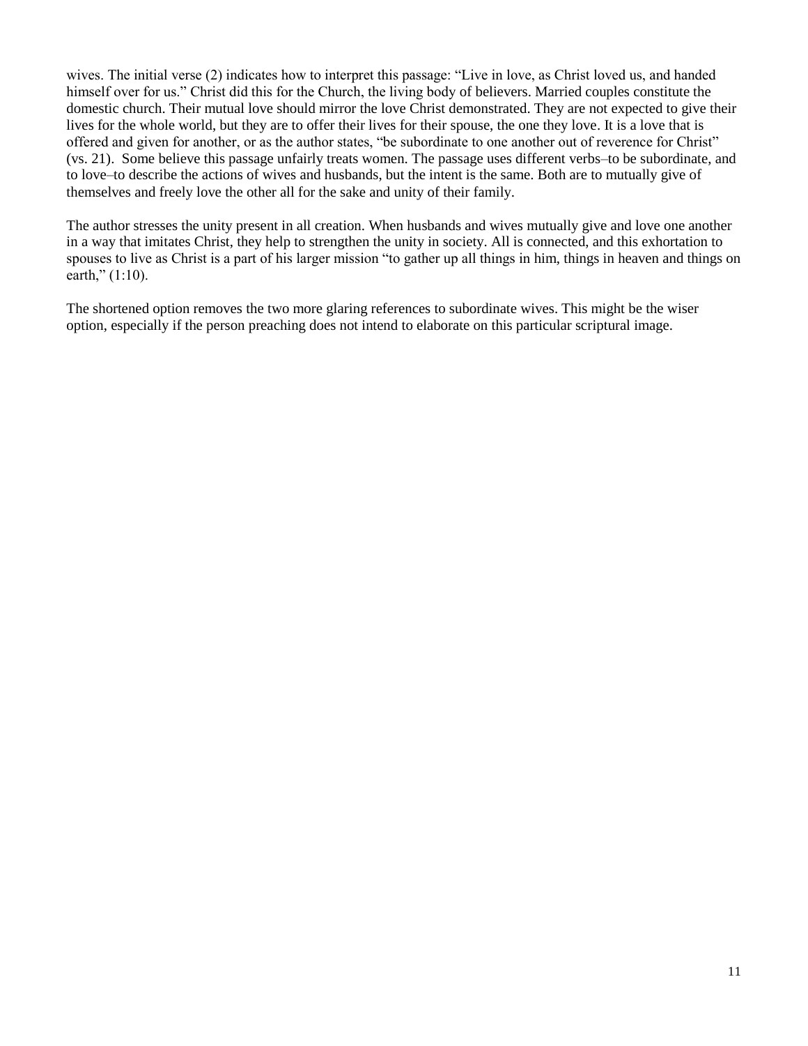wives. The initial verse (2) indicates how to interpret this passage: "Live in love, as Christ loved us, and handed himself over for us." Christ did this for the Church, the living body of believers. Married couples constitute the domestic church. Their mutual love should mirror the love Christ demonstrated. They are not expected to give their lives for the whole world, but they are to offer their lives for their spouse, the one they love. It is a love that is offered and given for another, or as the author states, "be subordinate to one another out of reverence for Christ" (vs. 21). Some believe this passage unfairly treats women. The passage uses different verbs–to be subordinate, and to love–to describe the actions of wives and husbands, but the intent is the same. Both are to mutually give of themselves and freely love the other all for the sake and unity of their family.

The author stresses the unity present in all creation. When husbands and wives mutually give and love one another in a way that imitates Christ, they help to strengthen the unity in society. All is connected, and this exhortation to spouses to live as Christ is a part of his larger mission "to gather up all things in him, things in heaven and things on earth," (1:10).

The shortened option removes the two more glaring references to subordinate wives. This might be the wiser option, especially if the person preaching does not intend to elaborate on this particular scriptural image.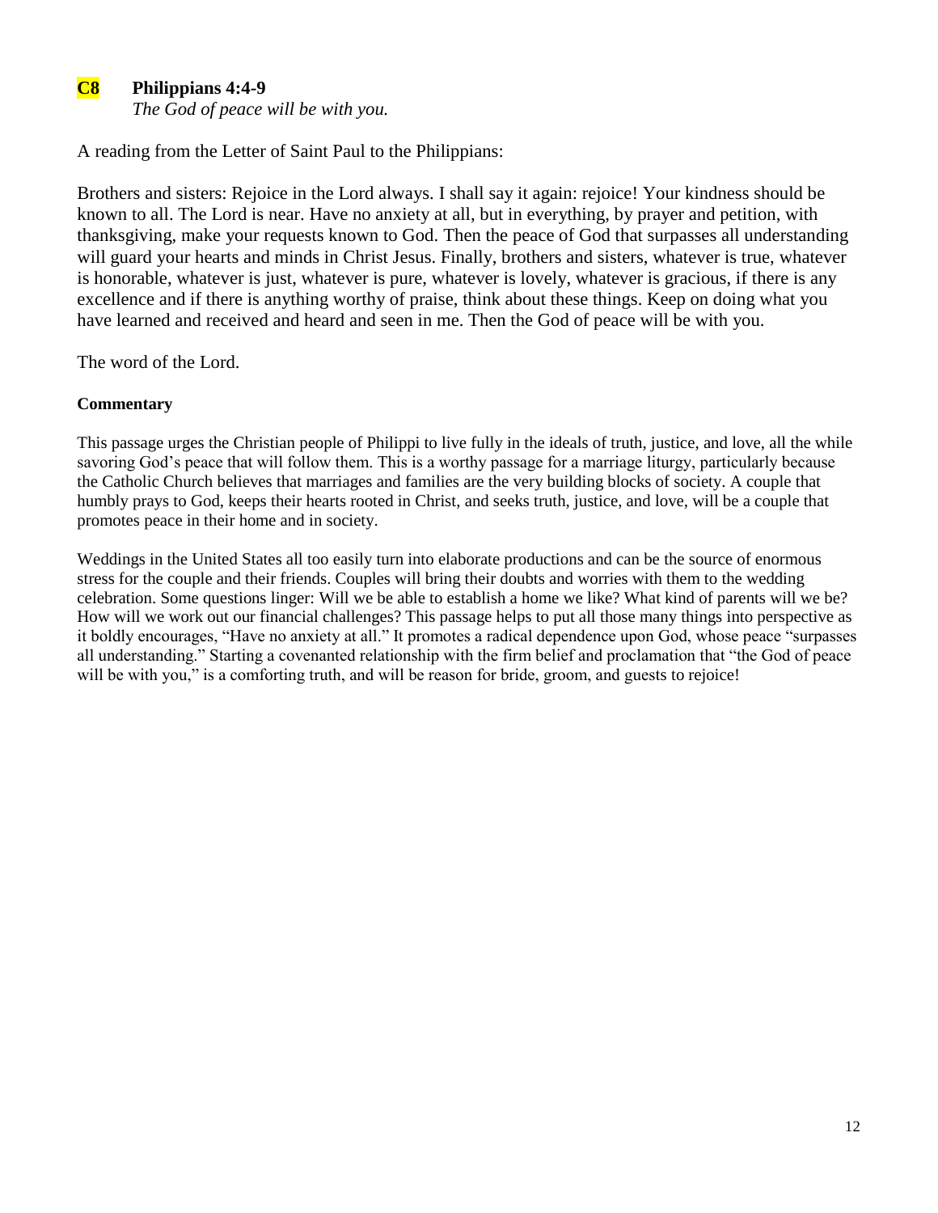## C8 Philippians 4:4-9

*The God of peace will be with you.*

A reading from the Letter of Saint Paul to the Philippians:

Brothers and sisters: Rejoice in the Lord always. I shall say it again: rejoice! Your kindness should be known to all. The Lord is near. Have no anxiety at all, but in everything, by prayer and petition, with thanksgiving, make your requests known to God. Then the peace of God that surpasses all understanding will guard your hearts and minds in Christ Jesus. Finally, brothers and sisters, whatever is true, whatever is honorable, whatever is just, whatever is pure, whatever is lovely, whatever is gracious, if there is any excellence and if there is anything worthy of praise, think about these things. Keep on doing what you have learned and received and heard and seen in me. Then the God of peace will be with you.

The word of the Lord.

**Commentary**

This passage urges the Christian people of Philippi to live fully in the ideals of truth, justice, and love, all the while savoring God's peace that will follow them. This is a worthy passage for a marriage liturgy, particularly because the Catholic Church believes that marriages and families are the very building blocks of society. A couple that humbly prays to God, keeps their hearts rooted in Christ, and seeks truth, justice, and love, will be a couple that promotes peace in their home and in society.

Weddings in the United States all too easily turn into elaborate productions and can be the source of enormous stress for the couple and their friends. Couples will bring their doubts and worries with them to the wedding celebration. Some questions linger: Will we be able to establish a home we like? What kind of parents will we be? How will we work out our financial challenges? This passage helps to put all those many things into perspective as it boldly encourages, "Have no anxiety at all." It promotes a radical dependence upon God, whose peace "surpasses all understanding." Starting a covenanted relationship with the firm belief and proclamation that "the God of peace will be with you," is a comforting truth, and will be reason for bride, groom, and guests to rejoice!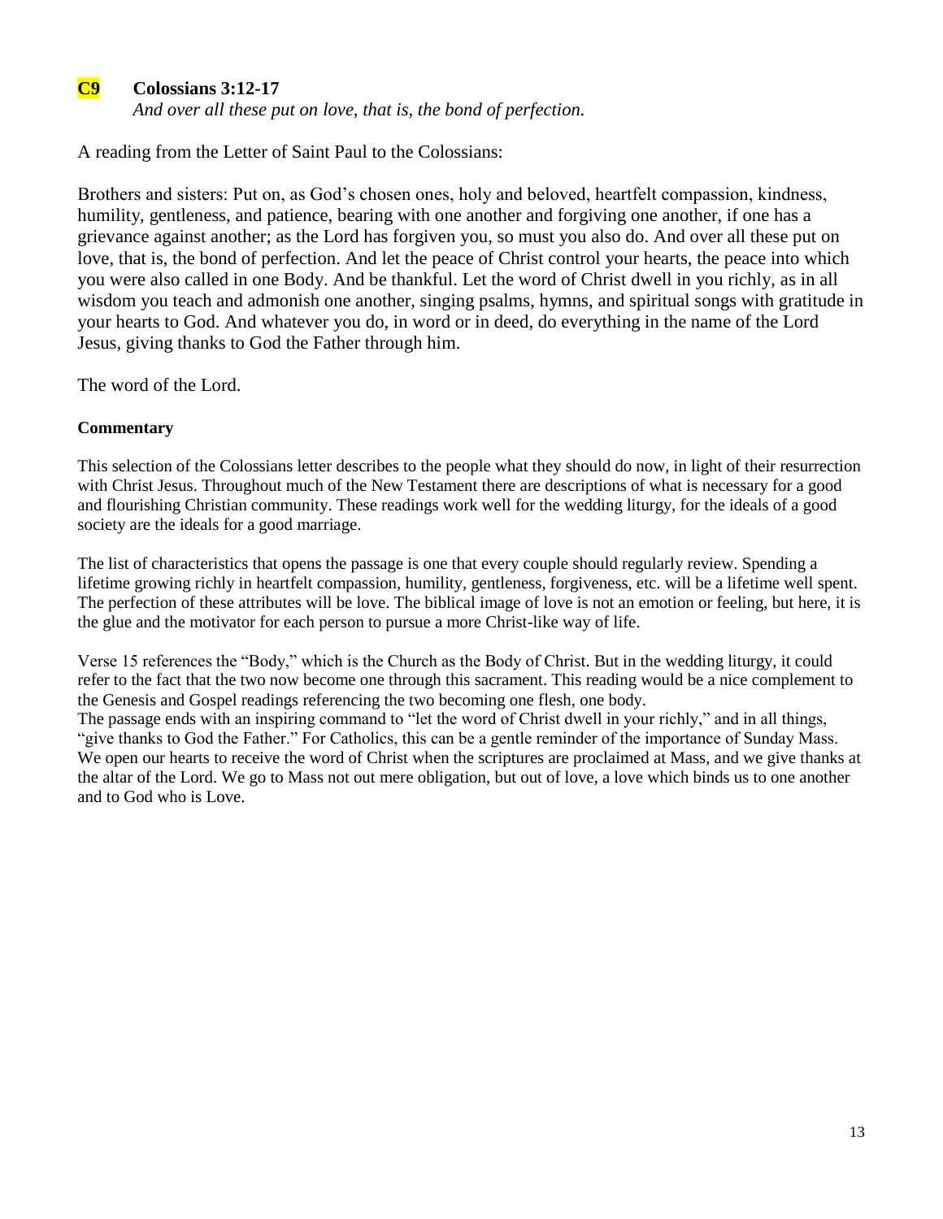## C9 Colossians 3:12-17

*And over all these put on love, that is, the bond of perfection.*

A reading from the Letter of Saint Paul to the Colossians:

Brothers and sisters: Put on, as God's chosen ones, holy and beloved, heartfelt compassion, kindness, humility, gentleness, and patience, bearing with one another and forgiving one another, if one has a grievance against another; as the Lord has forgiven you, so must you also do. And over all these put on love, that is, the bond of perfection. And let the peace of Christ control your hearts, the peace into which you were also called in one Body. And be thankful. Let the word of Christ dwell in you richly, as in all wisdom you teach and admonish one another, singing psalms, hymns, and spiritual songs with gratitude in your hearts to God. And whatever you do, in word or in deed, do everything in the name of the Lord Jesus, giving thanks to God the Father through him.

The word of the Lord.

**Commentary**

This selection of the Colossians letter describes to the people what they should do now, in light of their resurrection with Christ Jesus. Throughout much of the New Testament there are descriptions of what is necessary for a good and flourishing Christian community. These readings work well for the wedding liturgy, for the ideals of a good society are the ideals for a good marriage.

The list of characteristics that opens the passage is one that every couple should regularly review. Spending a lifetime growing richly in heartfelt compassion, humility, gentleness, forgiveness, etc. will be a lifetime well spent. The perfection of these attributes will be love. The biblical image of love is not an emotion or feeling, but here, it is the glue and the motivator for each person to pursue a more Christ-like way of life.

Verse 15 references the "Body," which is the Church as the Body of Christ. But in the wedding liturgy, it could refer to the fact that the two now become one through this sacrament. This reading would be a nice complement to the Genesis and Gospel readings referencing the two becoming one flesh, one body.

The passage ends with an inspiring command to "let the word of Christ dwell in your richly," and in all things, "give thanks to God the Father." For Catholics, this can be a gentle reminder of the importance of Sunday Mass. We open our hearts to receive the word of Christ when the scriptures are proclaimed at Mass, and we give thanks at the altar of the Lord. We go to Mass not out mere obligation, but out of love, a love which binds us to one another and to God who is Love.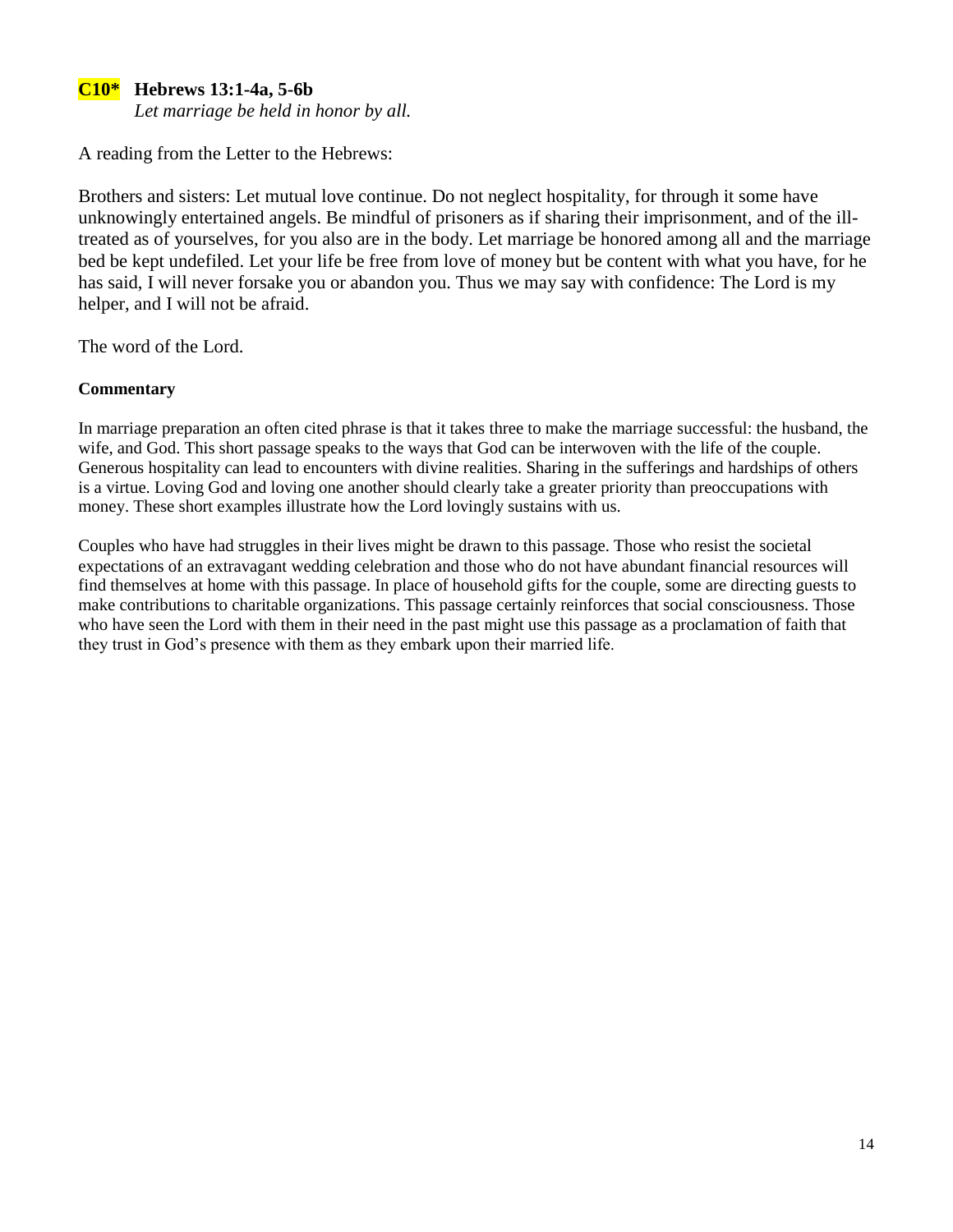**C10*** **Hebrews 13:1-4a, 5-6b**
*Let marriage be held in honor by all.*

A reading from the Letter to the Hebrews:

Brothers and sisters: Let mutual love continue. Do not neglect hospitality, for through it some have unknowingly entertained angels. Be mindful of prisoners as if sharing their imprisonment, and of the ill-treated as of yourselves, for you also are in the body. Let marriage be honored among all and the marriage bed be kept undefiled. Let your life be free from love of money but be content with what you have, for he has said, I will never forsake you or abandon you. Thus we may say with confidence: The Lord is my helper, and I will not be afraid.

The word of the Lord.

**Commentary**

In marriage preparation an often cited phrase is that it takes three to make the marriage successful: the husband, the wife, and God. This short passage speaks to the ways that God can be interwoven with the life of the couple. Generous hospitality can lead to encounters with divine realities. Sharing in the sufferings and hardships of others is a virtue. Loving God and loving one another should clearly take a greater priority than preoccupations with money. These short examples illustrate how the Lord lovingly sustains with us.

Couples who have had struggles in their lives might be drawn to this passage. Those who resist the societal expectations of an extravagant wedding celebration and those who do not have abundant financial resources will find themselves at home with this passage. In place of household gifts for the couple, some are directing guests to make contributions to charitable organizations. This passage certainly reinforces that social consciousness. Those who have seen the Lord with them in their need in the past might use this passage as a proclamation of faith that they trust in God's presence with them as they embark upon their married life.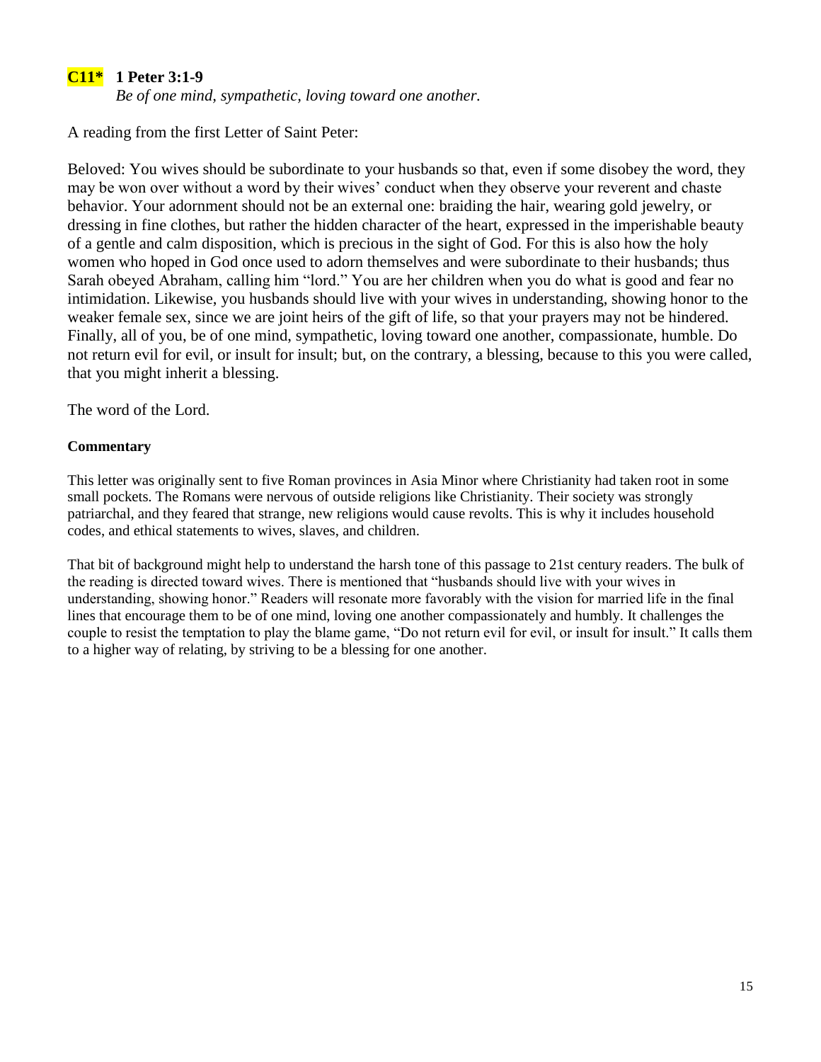**C11\*** **1 Peter 3:1-9**
*Be of one mind, sympathetic, loving toward one another.*

A reading from the first Letter of Saint Peter:

Beloved: You wives should be subordinate to your husbands so that, even if some disobey the word, they may be won over without a word by their wives' conduct when they observe your reverent and chaste behavior. Your adornment should not be an external one: braiding the hair, wearing gold jewelry, or dressing in fine clothes, but rather the hidden character of the heart, expressed in the imperishable beauty of a gentle and calm disposition, which is precious in the sight of God. For this is also how the holy women who hoped in God once used to adorn themselves and were subordinate to their husbands; thus Sarah obeyed Abraham, calling him "lord." You are her children when you do what is good and fear no intimidation. Likewise, you husbands should live with your wives in understanding, showing honor to the weaker female sex, since we are joint heirs of the gift of life, so that your prayers may not be hindered. Finally, all of you, be of one mind, sympathetic, loving toward one another, compassionate, humble. Do not return evil for evil, or insult for insult; but, on the contrary, a blessing, because to this you were called, that you might inherit a blessing.

The word of the Lord.

**Commentary**

This letter was originally sent to five Roman provinces in Asia Minor where Christianity had taken root in some small pockets. The Romans were nervous of outside religions like Christianity. Their society was strongly patriarchal, and they feared that strange, new religions would cause revolts. This is why it includes household codes, and ethical statements to wives, slaves, and children.

That bit of background might help to understand the harsh tone of this passage to 21st century readers. The bulk of the reading is directed toward wives. There is mentioned that "husbands should live with your wives in understanding, showing honor." Readers will resonate more favorably with the vision for married life in the final lines that encourage them to be of one mind, loving one another compassionately and humbly. It challenges the couple to resist the temptation to play the blame game, "Do not return evil for evil, or insult for insult." It calls them to a higher way of relating, by striving to be a blessing for one another.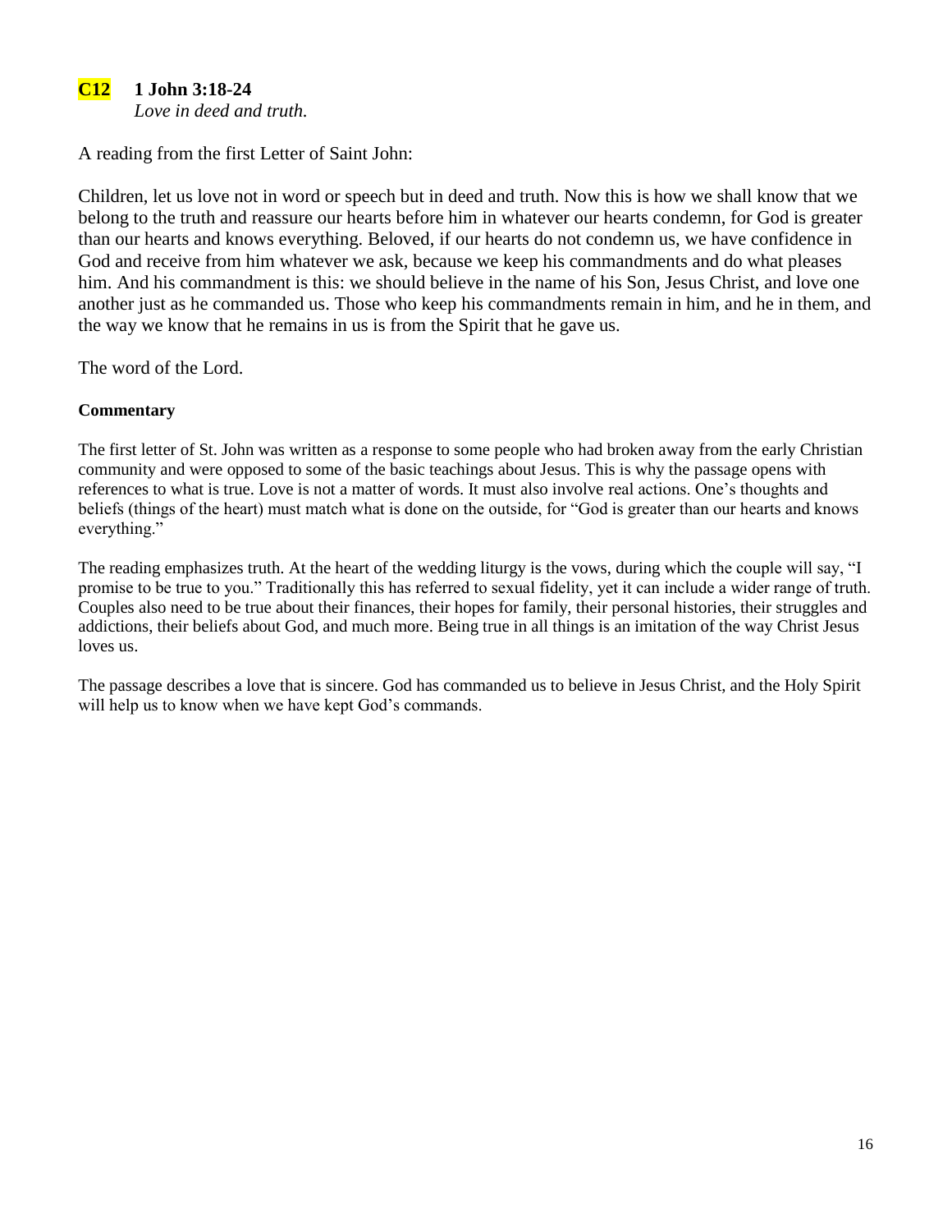## C12 1 John 3:18-24

*Love in deed and truth.*

A reading from the first Letter of Saint John:

Children, let us love not in word or speech but in deed and truth. Now this is how we shall know that we belong to the truth and reassure our hearts before him in whatever our hearts condemn, for God is greater than our hearts and knows everything. Beloved, if our hearts do not condemn us, we have confidence in God and receive from him whatever we ask, because we keep his commandments and do what pleases him. And his commandment is this: we should believe in the name of his Son, Jesus Christ, and love one another just as he commanded us. Those who keep his commandments remain in him, and he in them, and the way we know that he remains in us is from the Spirit that he gave us.

The word of the Lord.

**Commentary**

The first letter of St. John was written as a response to some people who had broken away from the early Christian community and were opposed to some of the basic teachings about Jesus. This is why the passage opens with references to what is true. Love is not a matter of words. It must also involve real actions. One's thoughts and beliefs (things of the heart) must match what is done on the outside, for "God is greater than our hearts and knows everything."

The reading emphasizes truth. At the heart of the wedding liturgy is the vows, during which the couple will say, "I promise to be true to you." Traditionally this has referred to sexual fidelity, yet it can include a wider range of truth. Couples also need to be true about their finances, their hopes for family, their personal histories, their struggles and addictions, their beliefs about God, and much more. Being true in all things is an imitation of the way Christ Jesus loves us.

The passage describes a love that is sincere. God has commanded us to believe in Jesus Christ, and the Holy Spirit will help us to know when we have kept God's commands.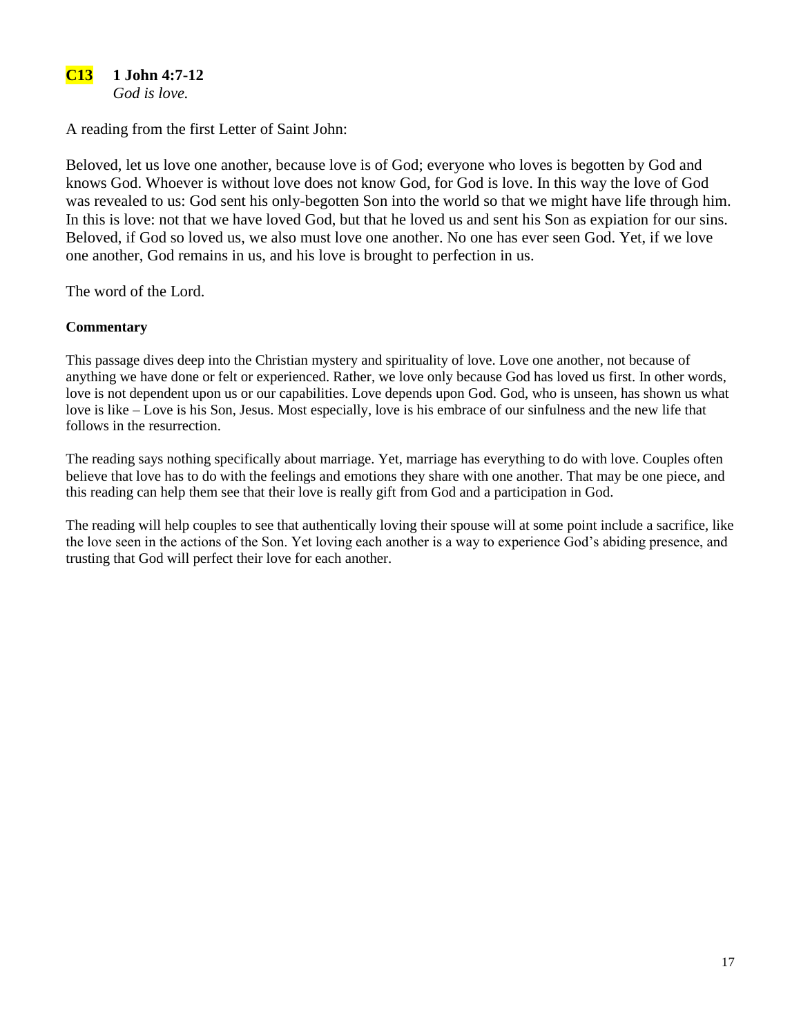**C13 1 John 4:7-12**
*God is love.*

A reading from the first Letter of Saint John:

Beloved, let us love one another, because love is of God; everyone who loves is begotten by God and knows God. Whoever is without love does not know God, for God is love. In this way the love of God was revealed to us: God sent his only-begotten Son into the world so that we might have life through him. In this is love: not that we have loved God, but that he loved us and sent his Son as expiation for our sins. Beloved, if God so loved us, we also must love one another. No one has ever seen God. Yet, if we love one another, God remains in us, and his love is brought to perfection in us.

The word of the Lord.

**Commentary**

This passage dives deep into the Christian mystery and spirituality of love. Love one another, not because of anything we have done or felt or experienced. Rather, we love only because God has loved us first. In other words, love is not dependent upon us or our capabilities. Love depends upon God. God, who is unseen, has shown us what love is like – Love is his Son, Jesus. Most especially, love is his embrace of our sinfulness and the new life that follows in the resurrection.

The reading says nothing specifically about marriage. Yet, marriage has everything to do with love. Couples often believe that love has to do with the feelings and emotions they share with one another. That may be one piece, and this reading can help them see that their love is really gift from God and a participation in God.

The reading will help couples to see that authentically loving their spouse will at some point include a sacrifice, like the love seen in the actions of the Son. Yet loving each another is a way to experience God's abiding presence, and trusting that God will perfect their love for each another.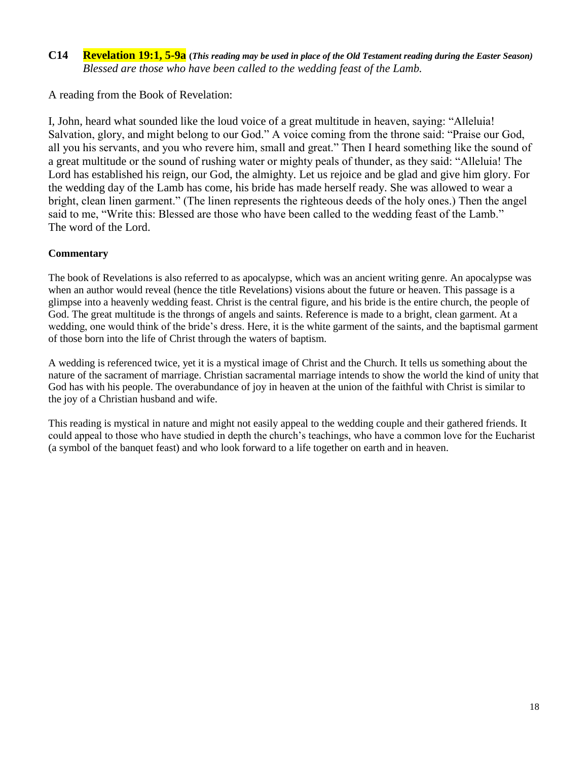**C14** **Revelation 19:1, 5-9a** (***This reading may be used in place of the Old Testament reading during the Easter Season***)
*Blessed are those who have been called to the wedding feast of the Lamb.*

A reading from the Book of Revelation:

I, John, heard what sounded like the loud voice of a great multitude in heaven, saying: "Alleluia! Salvation, glory, and might belong to our God." A voice coming from the throne said: "Praise our God, all you his servants, and you who revere him, small and great." Then I heard something like the sound of a great multitude or the sound of rushing water or mighty peals of thunder, as they said: "Alleluia! The Lord has established his reign, our God, the almighty. Let us rejoice and be glad and give him glory. For the wedding day of the Lamb has come, his bride has made herself ready. She was allowed to wear a bright, clean linen garment." (The linen represents the righteous deeds of the holy ones.) Then the angel said to me, "Write this: Blessed are those who have been called to the wedding feast of the Lamb."
The word of the Lord.

**Commentary**

The book of Revelations is also referred to as apocalypse, which was an ancient writing genre. An apocalypse was when an author would reveal (hence the title Revelations) visions about the future or heaven. This passage is a glimpse into a heavenly wedding feast. Christ is the central figure, and his bride is the entire church, the people of God. The great multitude is the throngs of angels and saints. Reference is made to a bright, clean garment. At a wedding, one would think of the bride's dress. Here, it is the white garment of the saints, and the baptismal garment of those born into the life of Christ through the waters of baptism.

A wedding is referenced twice, yet it is a mystical image of Christ and the Church. It tells us something about the nature of the sacrament of marriage. Christian sacramental marriage intends to show the world the kind of unity that God has with his people. The overabundance of joy in heaven at the union of the faithful with Christ is similar to the joy of a Christian husband and wife.

This reading is mystical in nature and might not easily appeal to the wedding couple and their gathered friends. It could appeal to those who have studied in depth the church's teachings, who have a common love for the Eucharist (a symbol of the banquet feast) and who look forward to a life together on earth and in heaven.